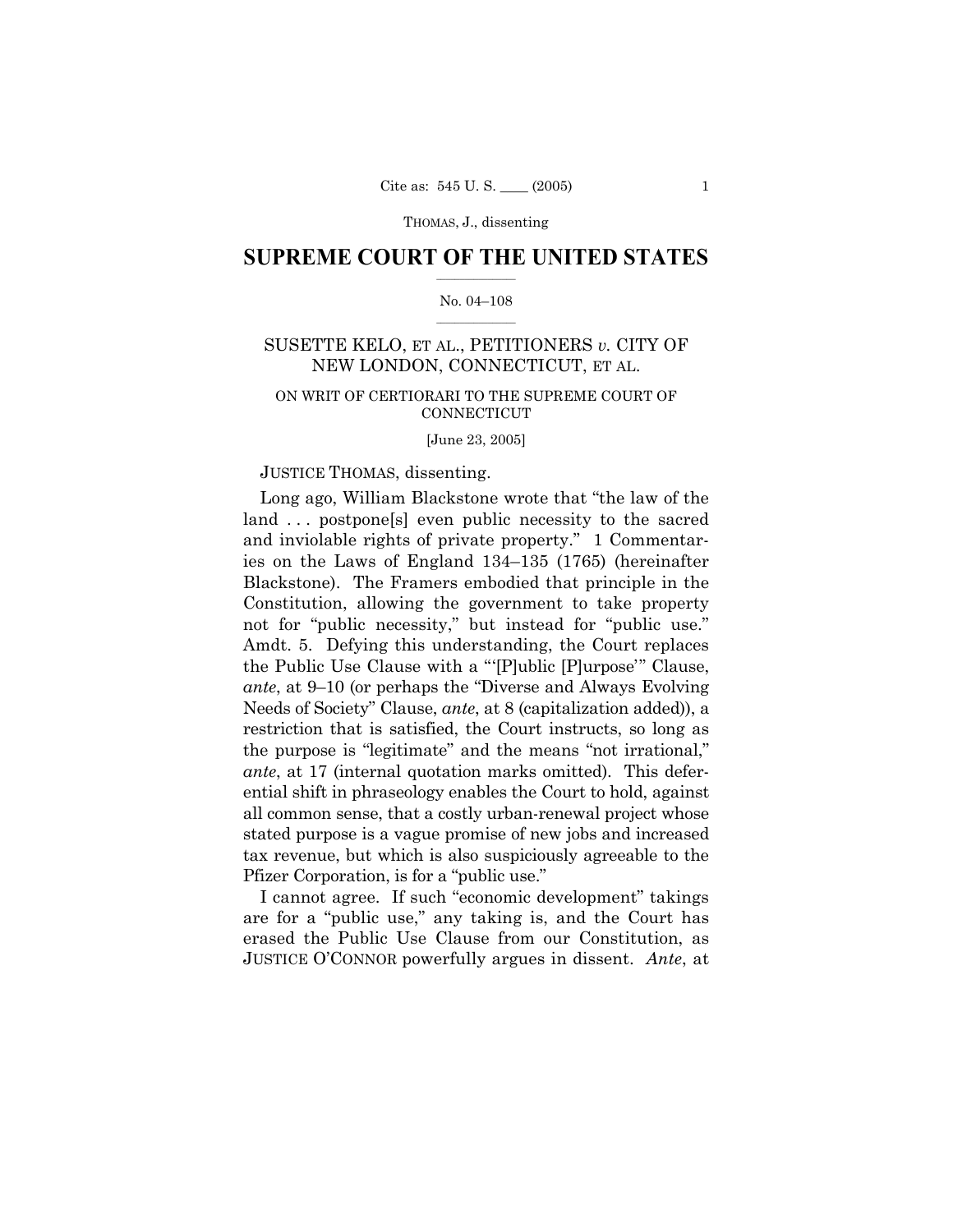# SUPREME COURT OF THE UNITED STATES

No. 04–108

SUSETTE KELO, ET AL., PETITIONERS *v.* CITY OF NEW LONDON, CONNECTICUT, ET AL.

ON WRIT OF CERTIORARI TO THE SUPREME COURT OF CONNECTICUT

[June 23, 2005]

JUSTICE THOMAS, dissenting.

Long ago, William Blackstone wrote that "the law of the land . . . postpone[s] even public necessity to the sacred and inviolable rights of private property." 1 Commentaries on the Laws of England 134–135 (1765) (hereinafter Blackstone). The Framers embodied that principle in the Constitution, allowing the government to take property not for "public necessity," but instead for "public use." Amdt. 5. Defying this understanding, the Court replaces the Public Use Clause with a "'[P]ublic [P]urpose'" Clause, *ante*, at 9–10 (or perhaps the "Diverse and Always Evolving Needs of Society" Clause, *ante*, at 8 (capitalization added)), a restriction that is satisfied, the Court instructs, so long as the purpose is "legitimate" and the means "not irrational," *ante*, at 17 (internal quotation marks omitted). This deferential shift in phraseology enables the Court to hold, against all common sense, that a costly urban-renewal project whose stated purpose is a vague promise of new jobs and increased tax revenue, but which is also suspiciously agreeable to the Pfizer Corporation, is for a "public use."

I cannot agree. If such "economic development" takings are for a "public use," any taking is, and the Court has erased the Public Use Clause from our Constitution, as JUSTICE O'CONNOR powerfully argues in dissent. *Ante*, at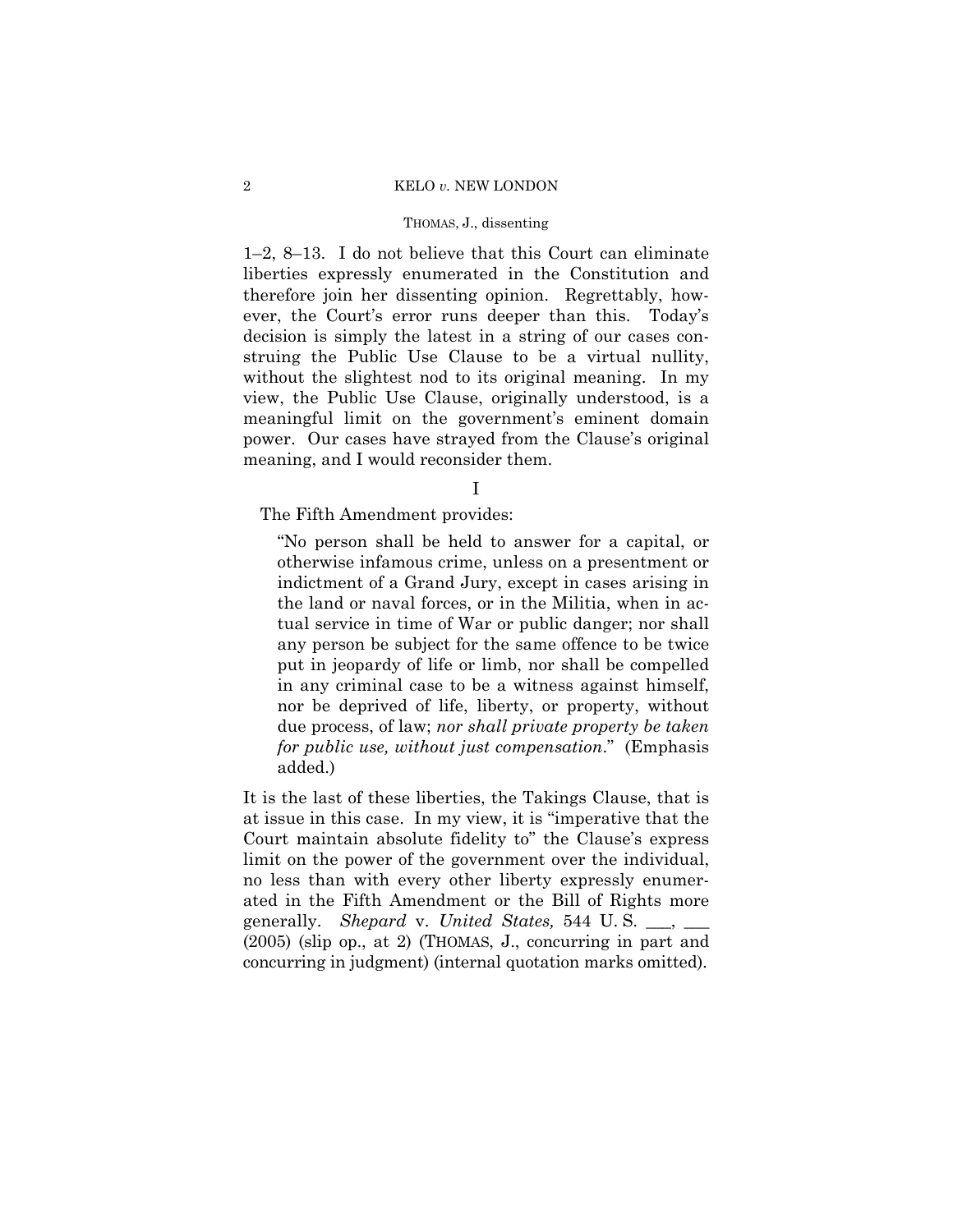1–2, 8–13. I do not believe that this Court can eliminate liberties expressly enumerated in the Constitution and therefore join her dissenting opinion. Regrettably, however, the Court's error runs deeper than this. Today's decision is simply the latest in a string of our cases construing the Public Use Clause to be a virtual nullity, without the slightest nod to its original meaning. In my view, the Public Use Clause, originally understood, is a meaningful limit on the government's eminent domain power. Our cases have strayed from the Clause's original meaning, and I would reconsider them.

I

The Fifth Amendment provides:

> "No person shall be held to answer for a capital, or otherwise infamous crime, unless on a presentment or indictment of a Grand Jury, except in cases arising in the land or naval forces, or in the Militia, when in actual service in time of War or public danger; nor shall any person be subject for the same offence to be twice put in jeopardy of life or limb, nor shall be compelled in any criminal case to be a witness against himself, nor be deprived of life, liberty, or property, without due process, of law; *nor shall private property be taken for public use, without just compensation*." (Emphasis added.)

It is the last of these liberties, the Takings Clause, that is at issue in this case. In my view, it is "imperative that the Court maintain absolute fidelity to" the Clause's express limit on the power of the government over the individual, no less than with every other liberty expressly enumerated in the Fifth Amendment or the Bill of Rights more generally. *Shepard* v. *United States,* 544 U. S. \_\_\_, \_\_\_ (2005) (slip op., at 2) (THOMAS, J., concurring in part and concurring in judgment) (internal quotation marks omitted).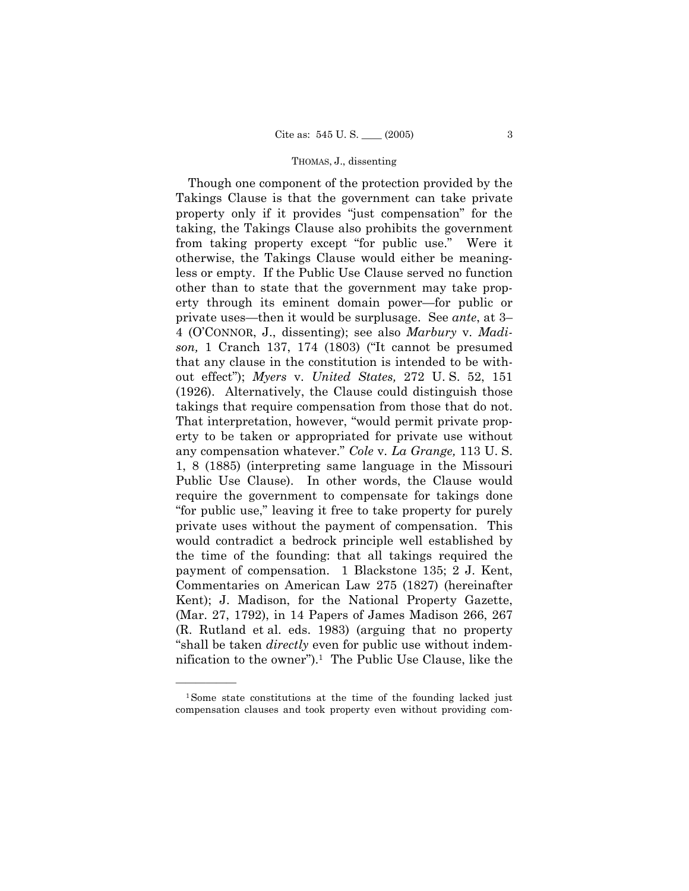Though one component of the protection provided by the Takings Clause is that the government can take private property only if it provides "just compensation" for the taking, the Takings Clause also prohibits the government from taking property except "for public use." Were it otherwise, the Takings Clause would either be meaningless or empty. If the Public Use Clause served no function other than to state that the government may take property through its eminent domain power—for public or private uses—then it would be surplusage. See *ante*, at 3–4 (O'CONNOR, J., dissenting); see also *Marbury* v. *Madison,* 1 Cranch 137, 174 (1803) ("It cannot be presumed that any clause in the constitution is intended to be without effect"); *Myers* v. *United States,* 272 U. S. 52, 151 (1926). Alternatively, the Clause could distinguish those takings that require compensation from those that do not. That interpretation, however, "would permit private property to be taken or appropriated for private use without any compensation whatever." *Cole* v. *La Grange,* 113 U. S. 1, 8 (1885) (interpreting same language in the Missouri Public Use Clause). In other words, the Clause would require the government to compensate for takings done "for public use," leaving it free to take property for purely private uses without the payment of compensation. This would contradict a bedrock principle well established by the time of the founding: that all takings required the payment of compensation. 1 Blackstone 135; 2 J. Kent, Commentaries on American Law 275 (1827) (hereinafter Kent); J. Madison, for the National Property Gazette, (Mar. 27, 1792), in 14 Papers of James Madison 266, 267 (R. Rutland et al. eds. 1983) (arguing that no property "shall be taken *directly* even for public use without indemnification to the owner").[1] The Public Use Clause, like the

---

[1] Some state constitutions at the time of the founding lacked just compensation clauses and took property even without providing com-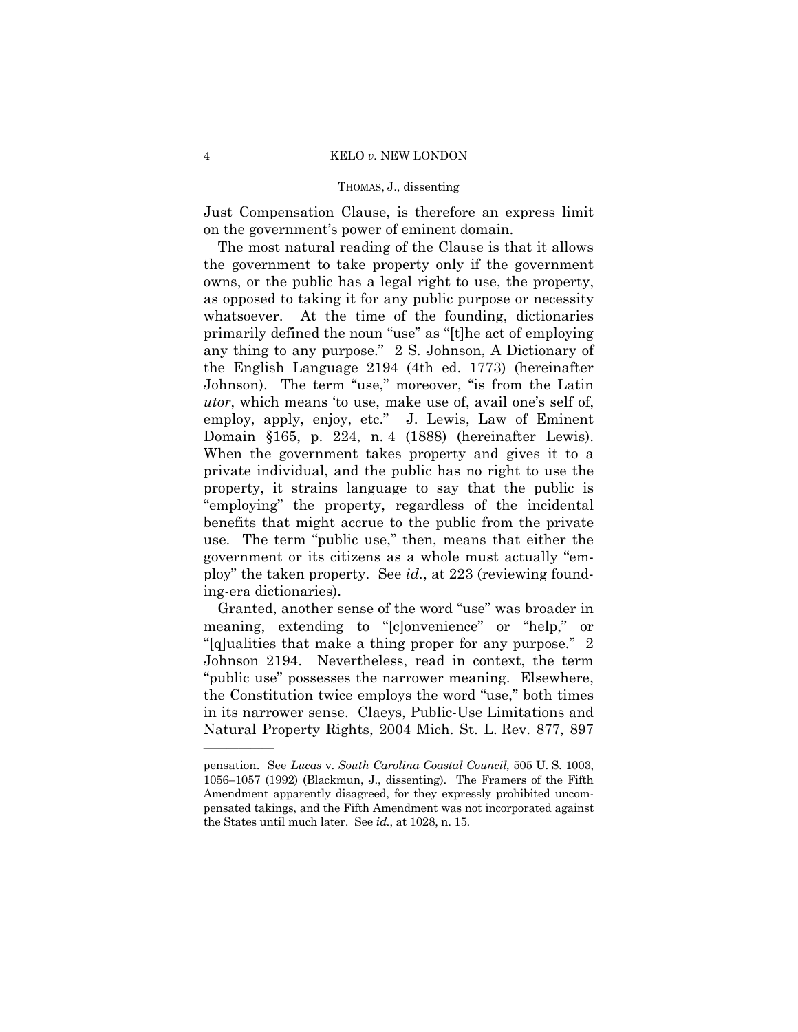Just Compensation Clause, is therefore an express limit on the government's power of eminent domain.

The most natural reading of the Clause is that it allows the government to take property only if the government owns, or the public has a legal right to use, the property, as opposed to taking it for any public purpose or necessity whatsoever. At the time of the founding, dictionaries primarily defined the noun "use" as "[t]he act of employing any thing to any purpose." 2 S. Johnson, A Dictionary of the English Language 2194 (4th ed. 1773) (hereinafter Johnson). The term "use," moreover, "is from the Latin *utor*, which means 'to use, make use of, avail one's self of, employ, apply, enjoy, etc.'" J. Lewis, Law of Eminent Domain §165, p. 224, n. 4 (1888) (hereinafter Lewis). When the government takes property and gives it to a private individual, and the public has no right to use the property, it strains language to say that the public is "employing" the property, regardless of the incidental benefits that might accrue to the public from the private use. The term "public use," then, means that either the government or its citizens as a whole must actually "employ" the taken property. See *id.*, at 223 (reviewing founding-era dictionaries).

Granted, another sense of the word "use" was broader in meaning, extending to "[c]onvenience" or "help," or "[q]ualities that make a thing proper for any purpose." 2 Johnson 2194. Nevertheless, read in context, the term "public use" possesses the narrower meaning. Elsewhere, the Constitution twice employs the word "use," both times in its narrower sense. Claeys, Public-Use Limitations and Natural Property Rights, 2004 Mich. St. L. Rev. 877, 897

---

pensation. See *Lucas* v. *South Carolina Coastal Council,* 505 U. S. 1003, 1056–1057 (1992) (Blackmun, J., dissenting). The Framers of the Fifth Amendment apparently disagreed, for they expressly prohibited uncompensated takings, and the Fifth Amendment was not incorporated against the States until much later. See *id.*, at 1028, n. 15.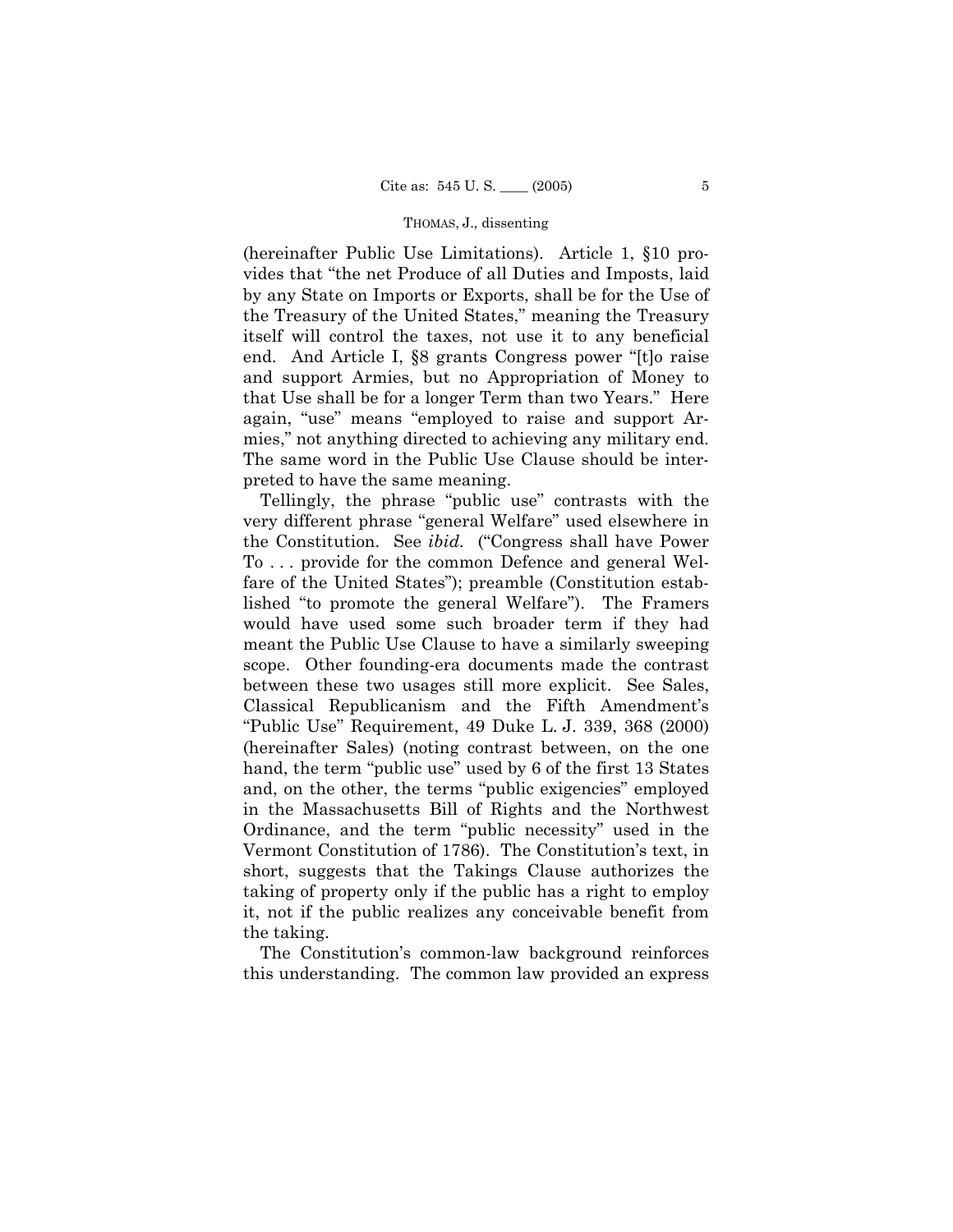(hereinafter Public Use Limitations). Article 1, §10 provides that "the net Produce of all Duties and Imposts, laid by any State on Imports or Exports, shall be for the Use of the Treasury of the United States," meaning the Treasury itself will control the taxes, not use it to any beneficial end. And Article I, §8 grants Congress power "[t]o raise and support Armies, but no Appropriation of Money to that Use shall be for a longer Term than two Years." Here again, "use" means "employed to raise and support Armies," not anything directed to achieving any military end. The same word in the Public Use Clause should be interpreted to have the same meaning.

Tellingly, the phrase "public use" contrasts with the very different phrase "general Welfare" used elsewhere in the Constitution. See *ibid.* ("Congress shall have Power To . . . provide for the common Defence and general Welfare of the United States"); preamble (Constitution established "to promote the general Welfare"). The Framers would have used some such broader term if they had meant the Public Use Clause to have a similarly sweeping scope. Other founding-era documents made the contrast between these two usages still more explicit. See Sales, Classical Republicanism and the Fifth Amendment's "Public Use" Requirement, 49 Duke L. J. 339, 368 (2000) (hereinafter Sales) (noting contrast between, on the one hand, the term "public use" used by 6 of the first 13 States and, on the other, the terms "public exigencies" employed in the Massachusetts Bill of Rights and the Northwest Ordinance, and the term "public necessity" used in the Vermont Constitution of 1786). The Constitution's text, in short, suggests that the Takings Clause authorizes the taking of property only if the public has a right to employ it, not if the public realizes any conceivable benefit from the taking.

The Constitution's common-law background reinforces this understanding. The common law provided an express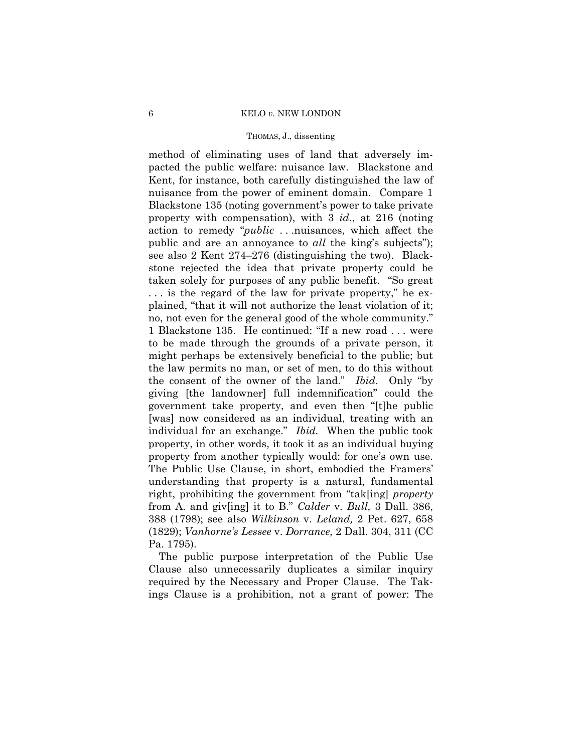method of eliminating uses of land that adversely impacted the public welfare: nuisance law. Blackstone and Kent, for instance, both carefully distinguished the law of nuisance from the power of eminent domain. Compare 1 Blackstone 135 (noting government's power to take private property with compensation), with 3 *id*., at 216 (noting action to remedy "*public* . . .nuisances, which affect the public and are an annoyance to *all* the king's subjects"); see also 2 Kent 274–276 (distinguishing the two). Blackstone rejected the idea that private property could be taken solely for purposes of any public benefit. "So great . . . is the regard of the law for private property," he explained, "that it will not authorize the least violation of it; no, not even for the general good of the whole community." 1 Blackstone 135. He continued: "If a new road . . . were to be made through the grounds of a private person, it might perhaps be extensively beneficial to the public; but the law permits no man, or set of men, to do this without the consent of the owner of the land." *Ibid*. Only "by giving [the landowner] full indemnification" could the government take property, and even then "[t]he public [was] now considered as an individual, treating with an individual for an exchange." *Ibid.* When the public took property, in other words, it took it as an individual buying property from another typically would: for one's own use. The Public Use Clause, in short, embodied the Framers' understanding that property is a natural, fundamental right, prohibiting the government from "tak[ing] *property* from A. and giv[ing] it to B." *Calder* v. *Bull,* 3 Dall. 386, 388 (1798); see also *Wilkinson* v. *Leland,* 2 Pet. 627, 658 (1829); *Vanhorne's Lessee* v. *Dorrance,* 2 Dall. 304, 311 (CC Pa. 1795).

The public purpose interpretation of the Public Use Clause also unnecessarily duplicates a similar inquiry required by the Necessary and Proper Clause. The Takings Clause is a prohibition, not a grant of power: The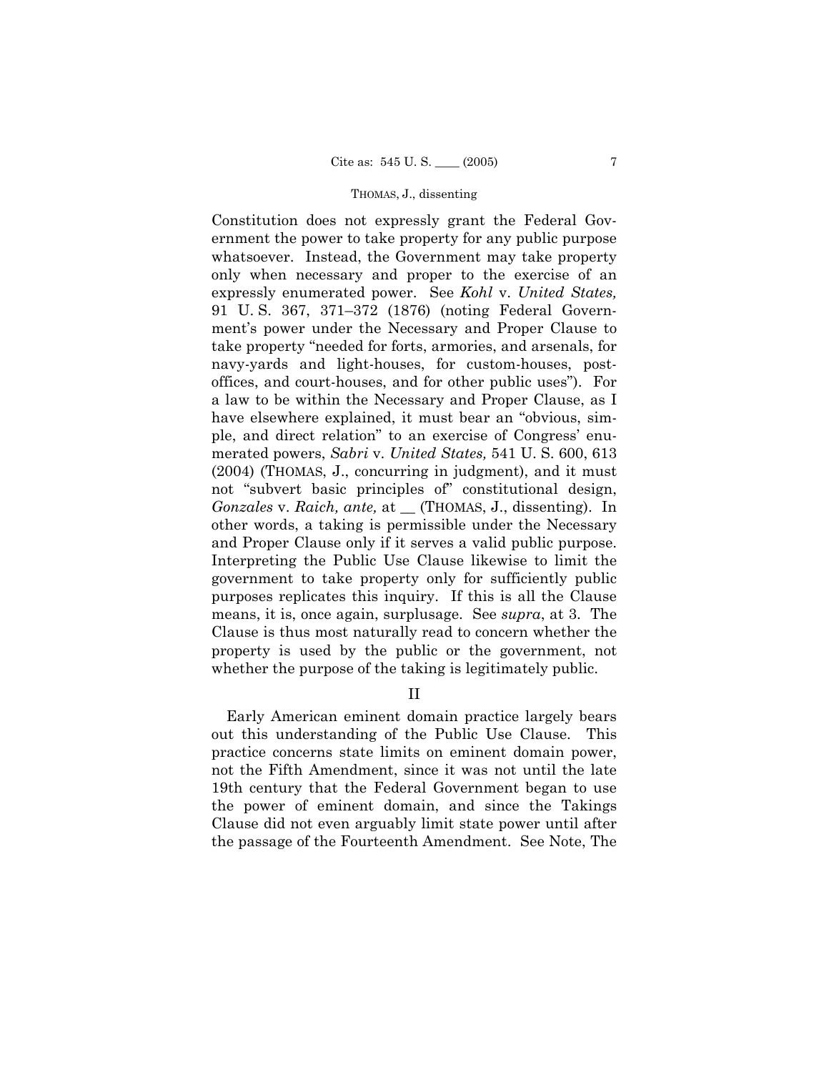Constitution does not expressly grant the Federal Government the power to take property for any public purpose whatsoever. Instead, the Government may take property only when necessary and proper to the exercise of an expressly enumerated power. See *Kohl* v. *United States,* 91 U. S. 367, 371–372 (1876) (noting Federal Government's power under the Necessary and Proper Clause to take property "needed for forts, armories, and arsenals, for navy-yards and light-houses, for custom-houses, post-offices, and court-houses, and for other public uses"). For a law to be within the Necessary and Proper Clause, as I have elsewhere explained, it must bear an "obvious, simple, and direct relation" to an exercise of Congress' enumerated powers, *Sabri* v. *United States,* 541 U. S. 600, 613 (2004) (THOMAS, J., concurring in judgment), and it must not "subvert basic principles of" constitutional design, *Gonzales* v. *Raich, ante,* at __ (THOMAS, J., dissenting). In other words, a taking is permissible under the Necessary and Proper Clause only if it serves a valid public purpose. Interpreting the Public Use Clause likewise to limit the government to take property only for sufficiently public purposes replicates this inquiry. If this is all the Clause means, it is, once again, surplusage. See *supra*, at 3. The Clause is thus most naturally read to concern whether the property is used by the public or the government, not whether the purpose of the taking is legitimately public.

## II

Early American eminent domain practice largely bears out this understanding of the Public Use Clause. This practice concerns state limits on eminent domain power, not the Fifth Amendment, since it was not until the late 19th century that the Federal Government began to use the power of eminent domain, and since the Takings Clause did not even arguably limit state power until after the passage of the Fourteenth Amendment. See Note, The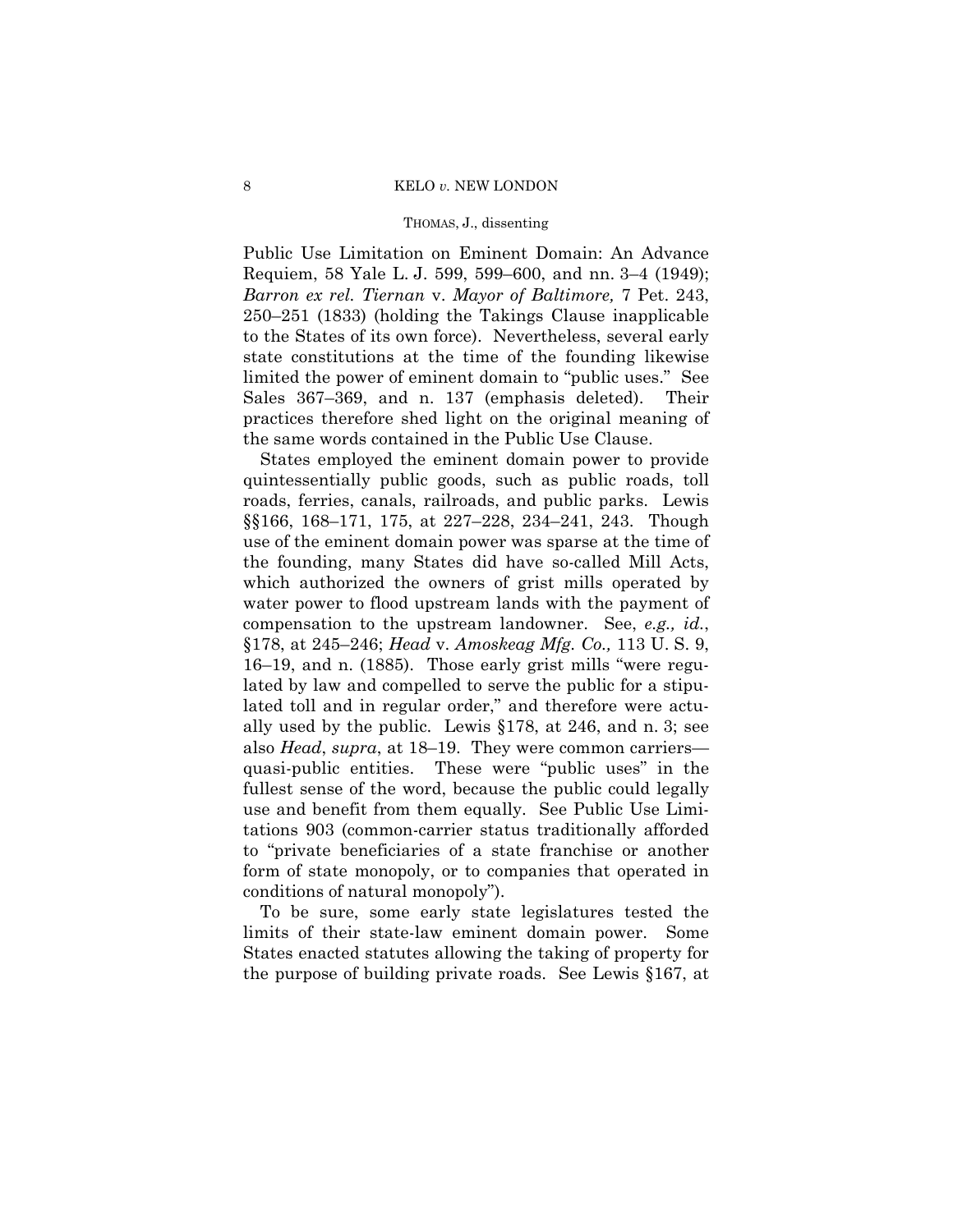Public Use Limitation on Eminent Domain: An Advance Requiem, 58 Yale L. J. 599, 599–600, and nn. 3–4 (1949); *Barron ex rel. Tiernan* v. *Mayor of Baltimore,* 7 Pet. 243, 250–251 (1833) (holding the Takings Clause inapplicable to the States of its own force). Nevertheless, several early state constitutions at the time of the founding likewise limited the power of eminent domain to "public uses." See Sales 367–369, and n. 137 (emphasis deleted). Their practices therefore shed light on the original meaning of the same words contained in the Public Use Clause.

States employed the eminent domain power to provide quintessentially public goods, such as public roads, toll roads, ferries, canals, railroads, and public parks. Lewis §§166, 168–171, 175, at 227–228, 234–241, 243. Though use of the eminent domain power was sparse at the time of the founding, many States did have so-called Mill Acts, which authorized the owners of grist mills operated by water power to flood upstream lands with the payment of compensation to the upstream landowner. See, *e.g., id.*, §178, at 245–246; *Head* v. *Amoskeag Mfg. Co.,* 113 U. S. 9, 16–19, and n. (1885). Those early grist mills "were regulated by law and compelled to serve the public for a stipulated toll and in regular order," and therefore were actually used by the public. Lewis §178, at 246, and n. 3; see also *Head*, *supra*, at 18–19. They were common carriers—quasi-public entities. These were "public uses" in the fullest sense of the word, because the public could legally use and benefit from them equally. See Public Use Limitations 903 (common-carrier status traditionally afforded to "private beneficiaries of a state franchise or another form of state monopoly, or to companies that operated in conditions of natural monopoly").

To be sure, some early state legislatures tested the limits of their state-law eminent domain power. Some States enacted statutes allowing the taking of property for the purpose of building private roads. See Lewis §167, at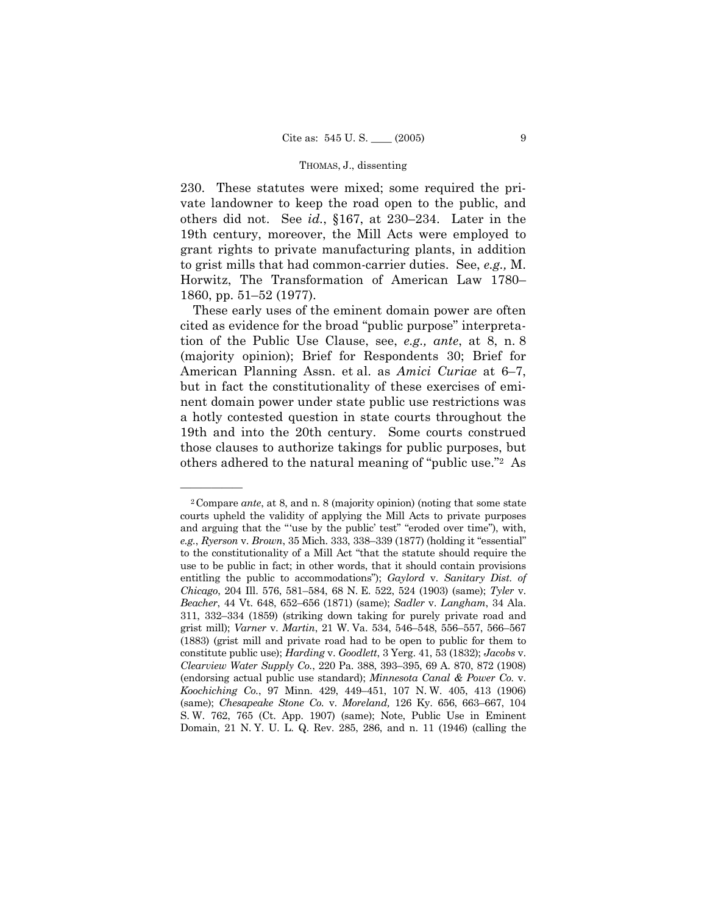230. These statutes were mixed; some required the private landowner to keep the road open to the public, and others did not. See *id.*, §167, at 230–234. Later in the 19th century, moreover, the Mill Acts were employed to grant rights to private manufacturing plants, in addition to grist mills that had common-carrier duties. See, *e.g.,* M. Horwitz, The Transformation of American Law 1780–1860, pp. 51–52 (1977).

These early uses of the eminent domain power are often cited as evidence for the broad "public purpose" interpretation of the Public Use Clause, see, *e.g., ante*, at 8, n. 8 (majority opinion); Brief for Respondents 30; Brief for American Planning Assn. et al. as *Amici Curiae* at 6–7, but in fact the constitutionality of these exercises of eminent domain power under state public use restrictions was a hotly contested question in state courts throughout the 19th and into the 20th century. Some courts construed those clauses to authorize takings for public purposes, but others adhered to the natural meaning of "public use."[2] As

---

[2] Compare *ante*, at 8, and n. 8 (majority opinion) (noting that some state courts upheld the validity of applying the Mill Acts to private purposes and arguing that the "'use by the public' test" "eroded over time"), with, *e.g.*, *Ryerson* v. *Brown*, 35 Mich. 333, 338–339 (1877) (holding it "essential" to the constitutionality of a Mill Act "that the statute should require the use to be public in fact; in other words, that it should contain provisions entitling the public to accommodations"); *Gaylord* v. *Sanitary Dist. of Chicago*, 204 Ill. 576, 581–584, 68 N. E. 522, 524 (1903) (same); *Tyler* v. *Beacher*, 44 Vt. 648, 652–656 (1871) (same); *Sadler* v. *Langham*, 34 Ala. 311, 332–334 (1859) (striking down taking for purely private road and grist mill); *Varner* v. *Martin*, 21 W. Va. 534, 546–548, 556–557, 566–567 (1883) (grist mill and private road had to be open to public for them to constitute public use); *Harding* v. *Goodlett*, 3 Yerg. 41, 53 (1832); *Jacobs* v. *Clearview Water Supply Co.*, 220 Pa. 388, 393–395, 69 A. 870, 872 (1908) (endorsing actual public use standard); *Minnesota Canal & Power Co.* v. *Koochiching Co.*, 97 Minn. 429, 449–451, 107 N. W. 405, 413 (1906) (same); *Chesapeake Stone Co.* v. *Moreland,* 126 Ky. 656, 663–667, 104 S. W. 762, 765 (Ct. App. 1907) (same); Note, Public Use in Eminent Domain, 21 N. Y. U. L. Q. Rev. 285, 286, and n. 11 (1946) (calling the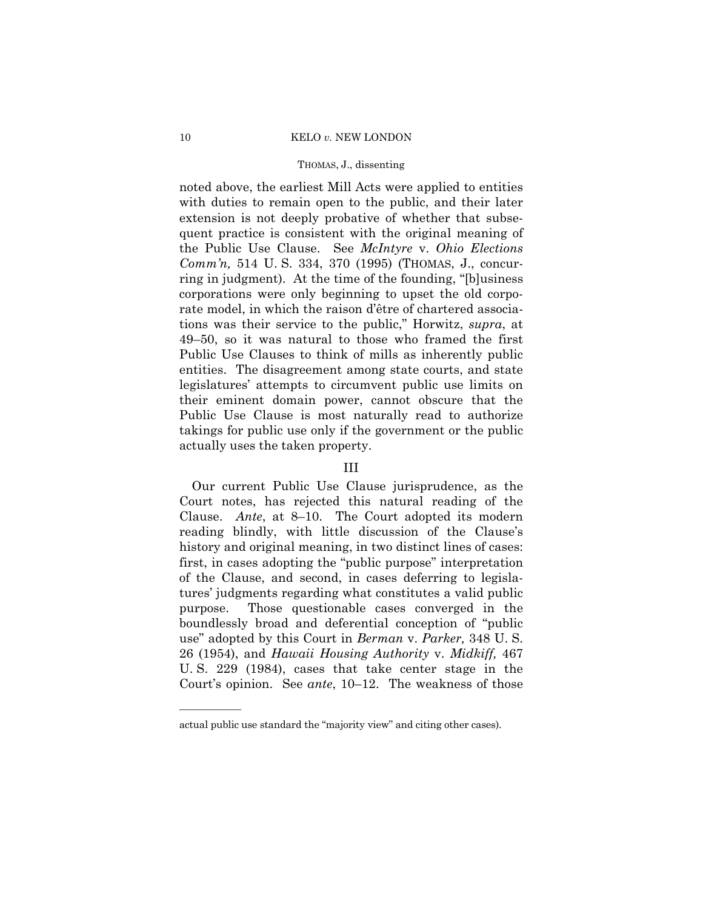noted above, the earliest Mill Acts were applied to entities with duties to remain open to the public, and their later extension is not deeply probative of whether that subsequent practice is consistent with the original meaning of the Public Use Clause. See *McIntyre* v. *Ohio Elections Comm'n,* 514 U. S. 334, 370 (1995) (THOMAS, J., concurring in judgment). At the time of the founding, "[b]usiness corporations were only beginning to upset the old corporate model, in which the raison d'être of chartered associations was their service to the public," Horwitz, *supra*, at 49–50, so it was natural to those who framed the first Public Use Clauses to think of mills as inherently public entities. The disagreement among state courts, and state legislatures' attempts to circumvent public use limits on their eminent domain power, cannot obscure that the Public Use Clause is most naturally read to authorize takings for public use only if the government or the public actually uses the taken property.

## III

Our current Public Use Clause jurisprudence, as the Court notes, has rejected this natural reading of the Clause. *Ante*, at 8–10. The Court adopted its modern reading blindly, with little discussion of the Clause's history and original meaning, in two distinct lines of cases: first, in cases adopting the "public purpose" interpretation of the Clause, and second, in cases deferring to legislatures' judgments regarding what constitutes a valid public purpose. Those questionable cases converged in the boundlessly broad and deferential conception of "public use" adopted by this Court in *Berman* v. *Parker,* 348 U. S. 26 (1954), and *Hawaii Housing Authority* v. *Midkiff,* 467 U. S. 229 (1984), cases that take center stage in the Court's opinion. See *ante*, 10–12. The weakness of those

---

actual public use standard the "majority view" and citing other cases).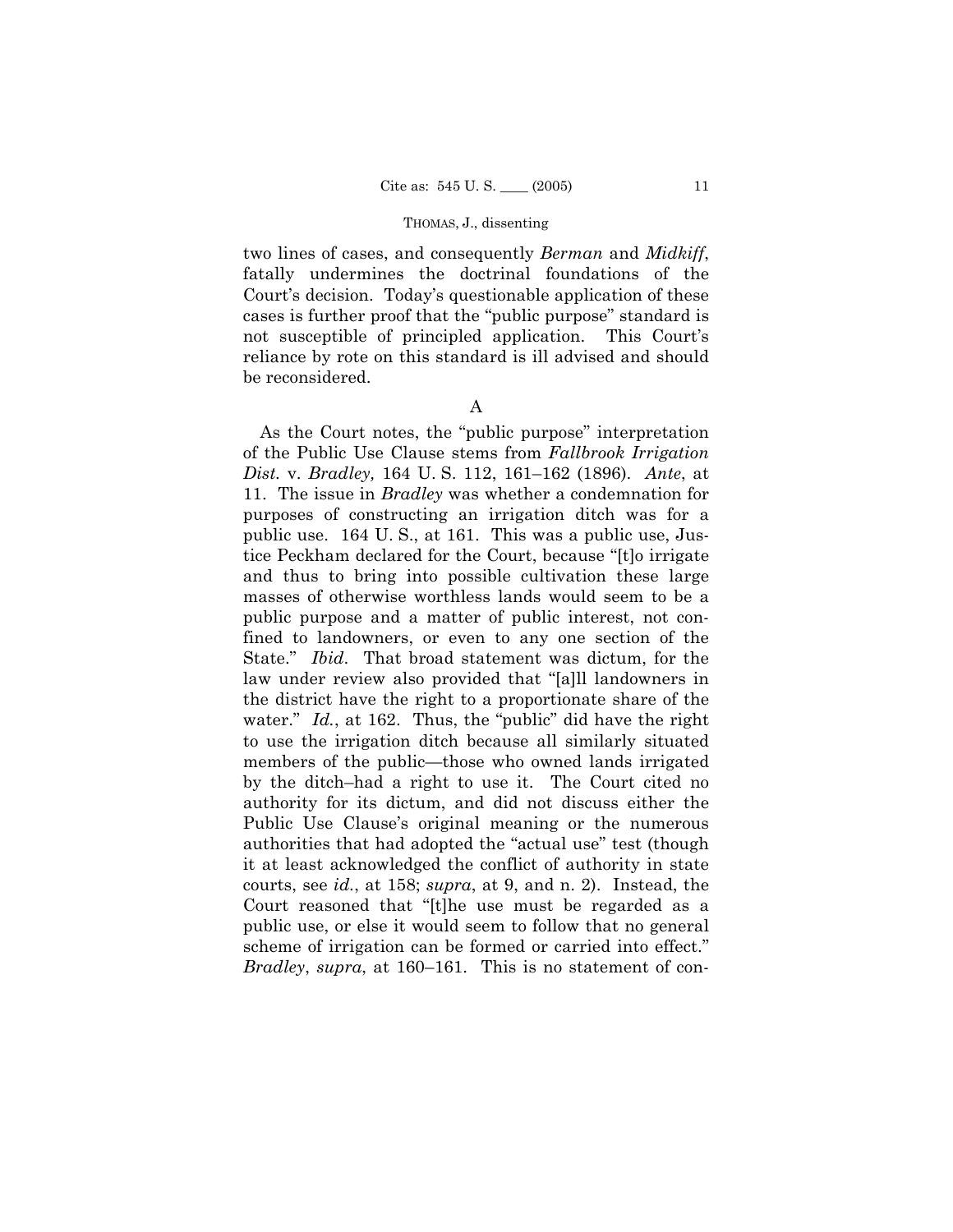two lines of cases, and consequently *Berman* and *Midkiff*, fatally undermines the doctrinal foundations of the Court's decision. Today's questionable application of these cases is further proof that the "public purpose" standard is not susceptible of principled application. This Court's reliance by rote on this standard is ill advised and should be reconsidered.

A

As the Court notes, the "public purpose" interpretation of the Public Use Clause stems from *Fallbrook Irrigation Dist.* v. *Bradley,* 164 U. S. 112, 161–162 (1896). *Ante*, at 11. The issue in *Bradley* was whether a condemnation for purposes of constructing an irrigation ditch was for a public use. 164 U. S., at 161. This was a public use, Justice Peckham declared for the Court, because "[t]o irrigate and thus to bring into possible cultivation these large masses of otherwise worthless lands would seem to be a public purpose and a matter of public interest, not confined to landowners, or even to any one section of the State." *Ibid*. That broad statement was dictum, for the law under review also provided that "[a]ll landowners in the district have the right to a proportionate share of the water." *Id.*, at 162. Thus, the "public" did have the right to use the irrigation ditch because all similarly situated members of the public—those who owned lands irrigated by the ditch–had a right to use it. The Court cited no authority for its dictum, and did not discuss either the Public Use Clause's original meaning or the numerous authorities that had adopted the "actual use" test (though it at least acknowledged the conflict of authority in state courts, see *id.*, at 158; *supra*, at 9, and n. 2). Instead, the Court reasoned that "[t]he use must be regarded as a public use, or else it would seem to follow that no general scheme of irrigation can be formed or carried into effect." *Bradley*, *supra*, at 160–161. This is no statement of con-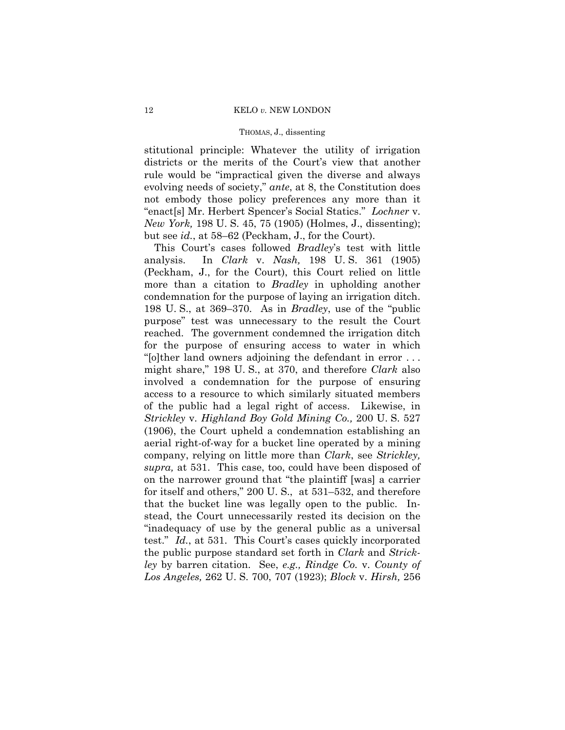stitutional principle: Whatever the utility of irrigation districts or the merits of the Court's view that another rule would be "impractical given the diverse and always evolving needs of society," *ante*, at 8, the Constitution does not embody those policy preferences any more than it "enact[s] Mr. Herbert Spencer's Social Statics." *Lochner* v. *New York,* 198 U. S. 45, 75 (1905) (Holmes, J., dissenting); but see *id.*, at 58–62 (Peckham, J., for the Court).

This Court's cases followed *Bradley*'s test with little analysis. In *Clark* v. *Nash,* 198 U. S. 361 (1905) (Peckham, J., for the Court), this Court relied on little more than a citation to *Bradley* in upholding another condemnation for the purpose of laying an irrigation ditch. 198 U. S., at 369–370. As in *Bradley*, use of the "public purpose" test was unnecessary to the result the Court reached. The government condemned the irrigation ditch for the purpose of ensuring access to water in which "[o]ther land owners adjoining the defendant in error . . . might share," 198 U. S., at 370, and therefore *Clark* also involved a condemnation for the purpose of ensuring access to a resource to which similarly situated members of the public had a legal right of access. Likewise, in *Strickley* v. *Highland Boy Gold Mining Co.,* 200 U. S. 527 (1906), the Court upheld a condemnation establishing an aerial right-of-way for a bucket line operated by a mining company, relying on little more than *Clark*, see *Strickley, supra,* at 531. This case, too, could have been disposed of on the narrower ground that "the plaintiff [was] a carrier for itself and others," 200 U. S., at 531–532, and therefore that the bucket line was legally open to the public. Instead, the Court unnecessarily rested its decision on the "inadequacy of use by the general public as a universal test." *Id.*, at 531. This Court's cases quickly incorporated the public purpose standard set forth in *Clark* and *Strickley* by barren citation. See, *e.g., Rindge Co.* v. *County of Los Angeles,* 262 U. S. 700, 707 (1923); *Block* v. *Hirsh,* 256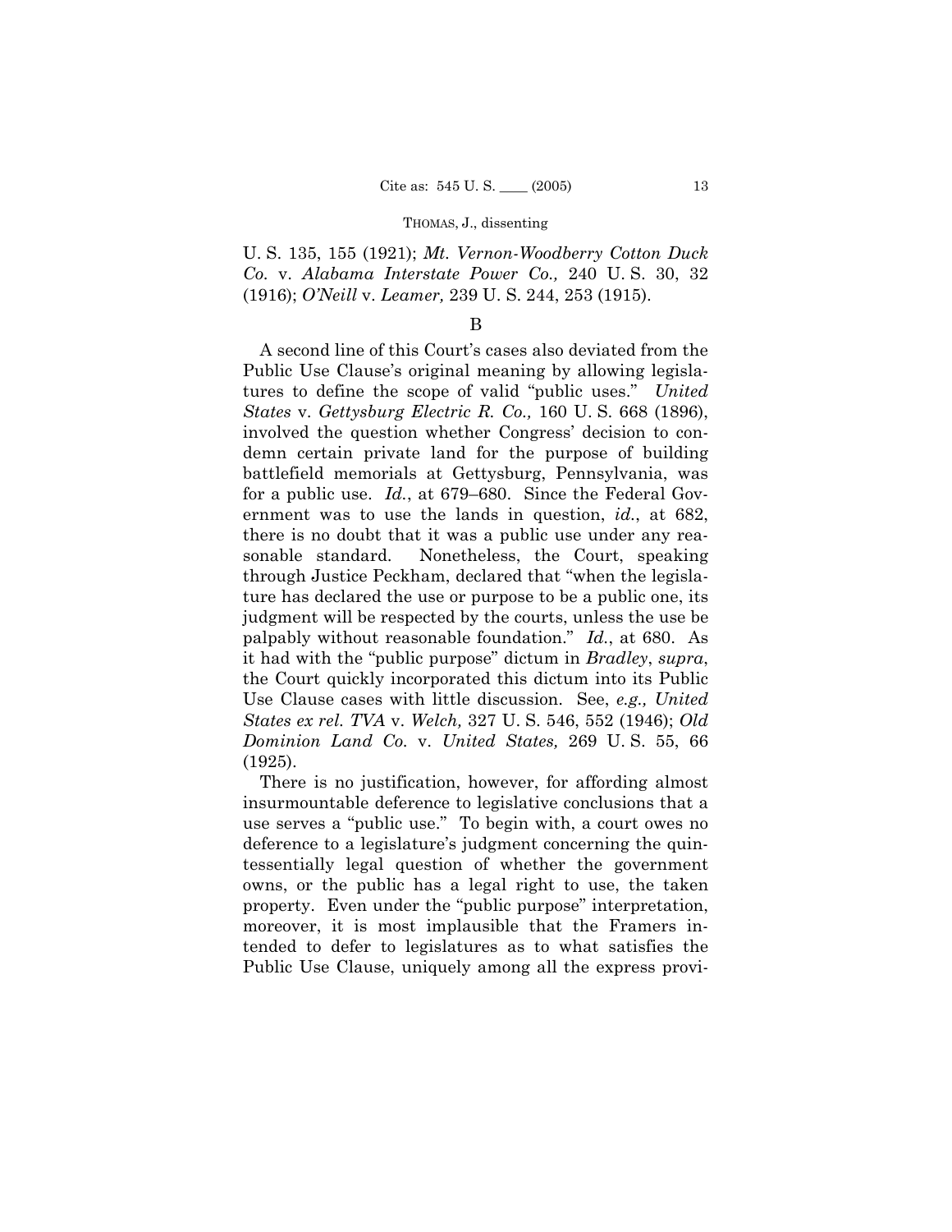U. S. 135, 155 (1921); *Mt. Vernon-Woodberry Cotton Duck Co.* v. *Alabama Interstate Power Co.,* 240 U. S. 30, 32 (1916); *O'Neill* v. *Leamer,* 239 U. S. 244, 253 (1915).

B

A second line of this Court's cases also deviated from the Public Use Clause's original meaning by allowing legislatures to define the scope of valid "public uses." *United States* v. *Gettysburg Electric R. Co.,* 160 U. S. 668 (1896), involved the question whether Congress' decision to condemn certain private land for the purpose of building battlefield memorials at Gettysburg, Pennsylvania, was for a public use. *Id.*, at 679–680. Since the Federal Government was to use the lands in question, *id.*, at 682, there is no doubt that it was a public use under any reasonable standard. Nonetheless, the Court, speaking through Justice Peckham, declared that "when the legislature has declared the use or purpose to be a public one, its judgment will be respected by the courts, unless the use be palpably without reasonable foundation." *Id.*, at 680. As it had with the "public purpose" dictum in *Bradley*, *supra*, the Court quickly incorporated this dictum into its Public Use Clause cases with little discussion. See, *e.g., United States ex rel. TVA* v. *Welch,* 327 U. S. 546, 552 (1946); *Old Dominion Land Co.* v. *United States,* 269 U. S. 55, 66 (1925).

There is no justification, however, for affording almost insurmountable deference to legislative conclusions that a use serves a "public use." To begin with, a court owes no deference to a legislature's judgment concerning the quintessentially legal question of whether the government owns, or the public has a legal right to use, the taken property. Even under the "public purpose" interpretation, moreover, it is most implausible that the Framers intended to defer to legislatures as to what satisfies the Public Use Clause, uniquely among all the express provi-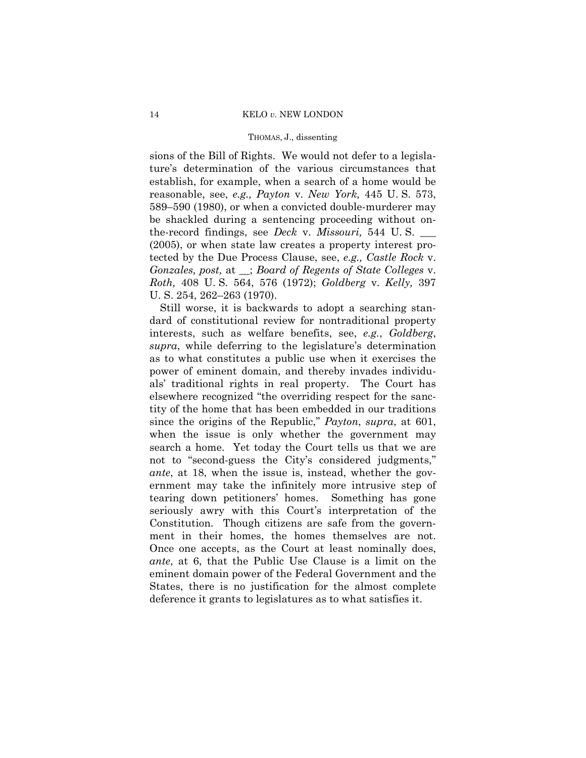sions of the Bill of Rights. We would not defer to a legislature's determination of the various circumstances that establish, for example, when a search of a home would be reasonable, see, *e.g., Payton* v. *New York,* 445 U. S. 573, 589–590 (1980), or when a convicted double-murderer may be shackled during a sentencing proceeding without on-the-record findings, see *Deck* v. *Missouri,* 544 U. S. ___ (2005), or when state law creates a property interest protected by the Due Process Clause, see, *e.g., Castle Rock* v. *Gonzales, post,* at __; *Board of Regents of State Colleges* v. *Roth,* 408 U. S. 564, 576 (1972); *Goldberg* v. *Kelly,* 397 U. S. 254, 262–263 (1970).

Still worse, it is backwards to adopt a searching standard of constitutional review for nontraditional property interests, such as welfare benefits, see, *e.g.*, *Goldberg*, *supra*, while deferring to the legislature's determination as to what constitutes a public use when it exercises the power of eminent domain, and thereby invades individuals' traditional rights in real property. The Court has elsewhere recognized "the overriding respect for the sanctity of the home that has been embedded in our traditions since the origins of the Republic," *Payton*, *supra*, at 601, when the issue is only whether the government may search a home. Yet today the Court tells us that we are not to "second-guess the City's considered judgments," *ante*, at 18, when the issue is, instead, whether the government may take the infinitely more intrusive step of tearing down petitioners' homes. Something has gone seriously awry with this Court's interpretation of the Constitution. Though citizens are safe from the government in their homes, the homes themselves are not. Once one accepts, as the Court at least nominally does, *ante*, at 6, that the Public Use Clause is a limit on the eminent domain power of the Federal Government and the States, there is no justification for the almost complete deference it grants to legislatures as to what satisfies it.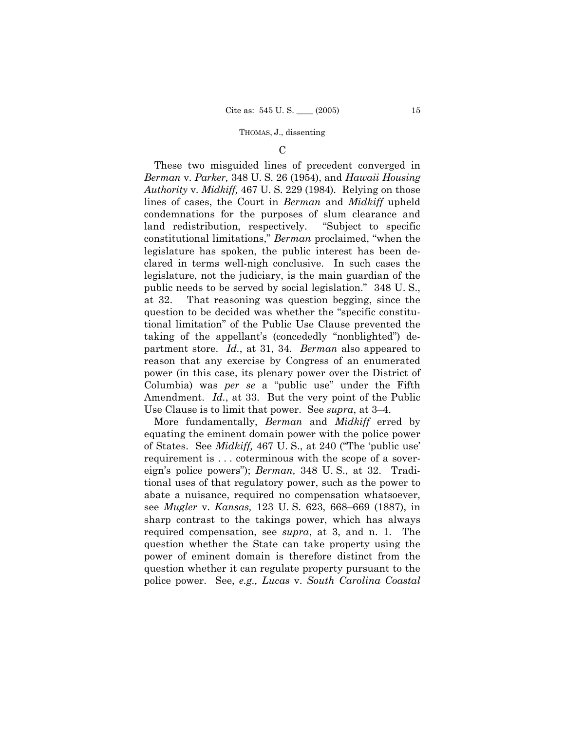### C

These two misguided lines of precedent converged in *Berman* v. *Parker,* 348 U. S. 26 (1954), and *Hawaii Housing Authority* v. *Midkiff,* 467 U. S. 229 (1984). Relying on those lines of cases, the Court in *Berman* and *Midkiff* upheld condemnations for the purposes of slum clearance and land redistribution, respectively. "Subject to specific constitutional limitations," *Berman* proclaimed, "when the legislature has spoken, the public interest has been declared in terms well-nigh conclusive. In such cases the legislature, not the judiciary, is the main guardian of the public needs to be served by social legislation." 348 U. S., at 32. That reasoning was question begging, since the question to be decided was whether the "specific constitutional limitation" of the Public Use Clause prevented the taking of the appellant's (concededly "nonblighted") department store. *Id.*, at 31, 34. *Berman* also appeared to reason that any exercise by Congress of an enumerated power (in this case, its plenary power over the District of Columbia) was *per se* a "public use" under the Fifth Amendment. *Id.*, at 33. But the very point of the Public Use Clause is to limit that power. See *supra*, at 3–4.

More fundamentally, *Berman* and *Midkiff* erred by equating the eminent domain power with the police power of States. See *Midkiff,* 467 U. S., at 240 ("The 'public use' requirement is . . . coterminous with the scope of a sovereign's police powers"); *Berman,* 348 U. S., at 32. Traditional uses of that regulatory power, such as the power to abate a nuisance, required no compensation whatsoever, see *Mugler* v. *Kansas,* 123 U. S. 623, 668–669 (1887), in sharp contrast to the takings power, which has always required compensation, see *supra*, at 3, and n. 1. The question whether the State can take property using the power of eminent domain is therefore distinct from the question whether it can regulate property pursuant to the police power. See, *e.g., Lucas* v. *South Carolina Coastal*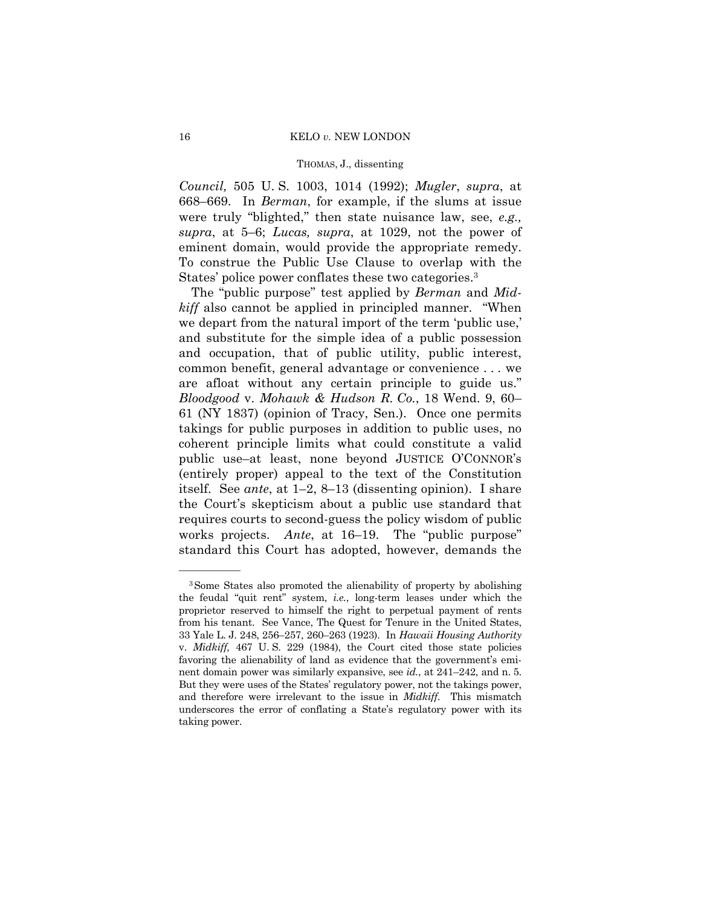*Council,* 505 U. S. 1003, 1014 (1992); *Mugler*, *supra*, at 668–669. In *Berman*, for example, if the slums at issue were truly "blighted," then state nuisance law, see, *e.g., supra*, at 5–6; *Lucas, supra*, at 1029, not the power of eminent domain, would provide the appropriate remedy. To construe the Public Use Clause to overlap with the States' police power conflates these two categories.[3]

The "public purpose" test applied by *Berman* and *Midkiff* also cannot be applied in principled manner. "When we depart from the natural import of the term 'public use,' and substitute for the simple idea of a public possession and occupation, that of public utility, public interest, common benefit, general advantage or convenience . . . we are afloat without any certain principle to guide us." *Bloodgood* v. *Mohawk & Hudson R. Co.*, 18 Wend. 9, 60–61 (NY 1837) (opinion of Tracy, Sen.). Once one permits takings for public purposes in addition to public uses, no coherent principle limits what could constitute a valid public use–at least, none beyond JUSTICE O'CONNOR's (entirely proper) appeal to the text of the Constitution itself. See *ante*, at 1–2, 8–13 (dissenting opinion). I share the Court's skepticism about a public use standard that requires courts to second-guess the policy wisdom of public works projects. *Ante*, at 16–19. The "public purpose" standard this Court has adopted, however, demands the

---

[3] Some States also promoted the alienability of property by abolishing the feudal "quit rent" system, *i.e.*, long-term leases under which the proprietor reserved to himself the right to perpetual payment of rents from his tenant. See Vance, The Quest for Tenure in the United States, 33 Yale L. J. 248, 256–257, 260–263 (1923). In *Hawaii Housing Authority* v. *Midkiff,* 467 U. S. 229 (1984), the Court cited those state policies favoring the alienability of land as evidence that the government's eminent domain power was similarly expansive, see *id.*, at 241–242, and n. 5. But they were uses of the States' regulatory power, not the takings power, and therefore were irrelevant to the issue in *Midkiff*. This mismatch underscores the error of conflating a State's regulatory power with its taking power.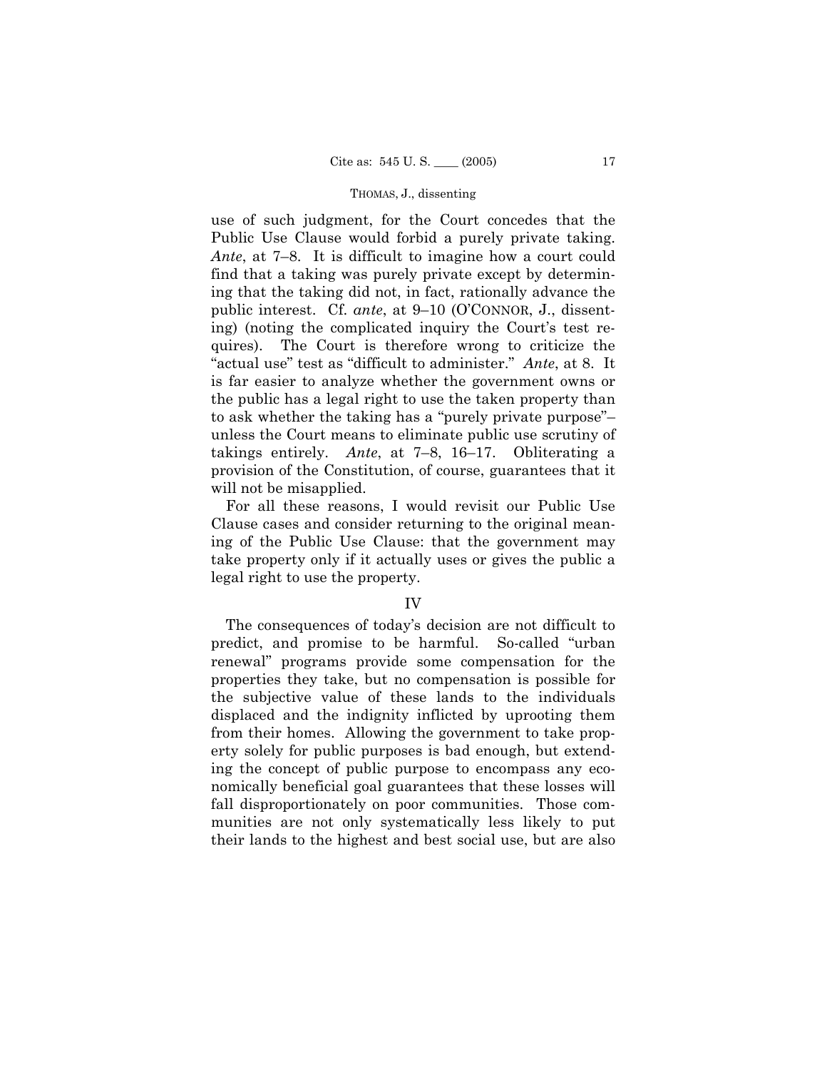use of such judgment, for the Court concedes that the Public Use Clause would forbid a purely private taking. *Ante*, at 7–8. It is difficult to imagine how a court could find that a taking was purely private except by determining that the taking did not, in fact, rationally advance the public interest. Cf. *ante*, at 9–10 (O'CONNOR, J., dissenting) (noting the complicated inquiry the Court's test requires). The Court is therefore wrong to criticize the "actual use" test as "difficult to administer." *Ante*, at 8. It is far easier to analyze whether the government owns or the public has a legal right to use the taken property than to ask whether the taking has a "purely private purpose"– unless the Court means to eliminate public use scrutiny of takings entirely. *Ante*, at 7–8, 16–17. Obliterating a provision of the Constitution, of course, guarantees that it will not be misapplied.

For all these reasons, I would revisit our Public Use Clause cases and consider returning to the original meaning of the Public Use Clause: that the government may take property only if it actually uses or gives the public a legal right to use the property.

## IV

The consequences of today's decision are not difficult to predict, and promise to be harmful. So-called "urban renewal" programs provide some compensation for the properties they take, but no compensation is possible for the subjective value of these lands to the individuals displaced and the indignity inflicted by uprooting them from their homes. Allowing the government to take property solely for public purposes is bad enough, but extending the concept of public purpose to encompass any economically beneficial goal guarantees that these losses will fall disproportionately on poor communities. Those communities are not only systematically less likely to put their lands to the highest and best social use, but are also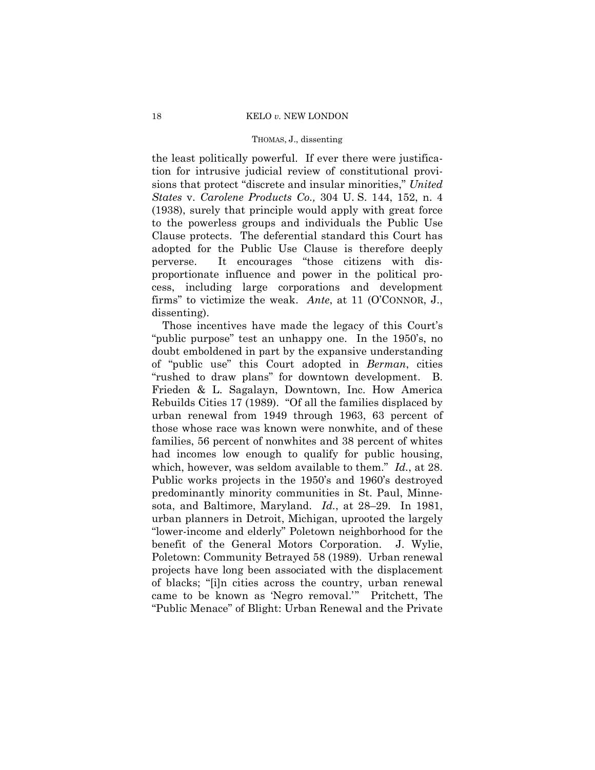the least politically powerful. If ever there were justification for intrusive judicial review of constitutional provisions that protect "discrete and insular minorities," *United States* v. *Carolene Products Co.,* 304 U. S. 144, 152, n. 4 (1938), surely that principle would apply with great force to the powerless groups and individuals the Public Use Clause protects. The deferential standard this Court has adopted for the Public Use Clause is therefore deeply perverse. It encourages "those citizens with disproportionate influence and power in the political process, including large corporations and development firms" to victimize the weak. *Ante*, at 11 (O'CONNOR, J., dissenting).

Those incentives have made the legacy of this Court's "public purpose" test an unhappy one. In the 1950's, no doubt emboldened in part by the expansive understanding of "public use" this Court adopted in *Berman*, cities "rushed to draw plans" for downtown development. B. Frieden & L. Sagalayn, Downtown, Inc. How America Rebuilds Cities 17 (1989). "Of all the families displaced by urban renewal from 1949 through 1963, 63 percent of those whose race was known were nonwhite, and of these families, 56 percent of nonwhites and 38 percent of whites had incomes low enough to qualify for public housing, which, however, was seldom available to them." *Id.*, at 28. Public works projects in the 1950's and 1960's destroyed predominantly minority communities in St. Paul, Minnesota, and Baltimore, Maryland. *Id.*, at 28–29. In 1981, urban planners in Detroit, Michigan, uprooted the largely "lower-income and elderly" Poletown neighborhood for the benefit of the General Motors Corporation. J. Wylie, Poletown: Community Betrayed 58 (1989). Urban renewal projects have long been associated with the displacement of blacks; "[i]n cities across the country, urban renewal came to be known as 'Negro removal.'" Pritchett, The "Public Menace" of Blight: Urban Renewal and the Private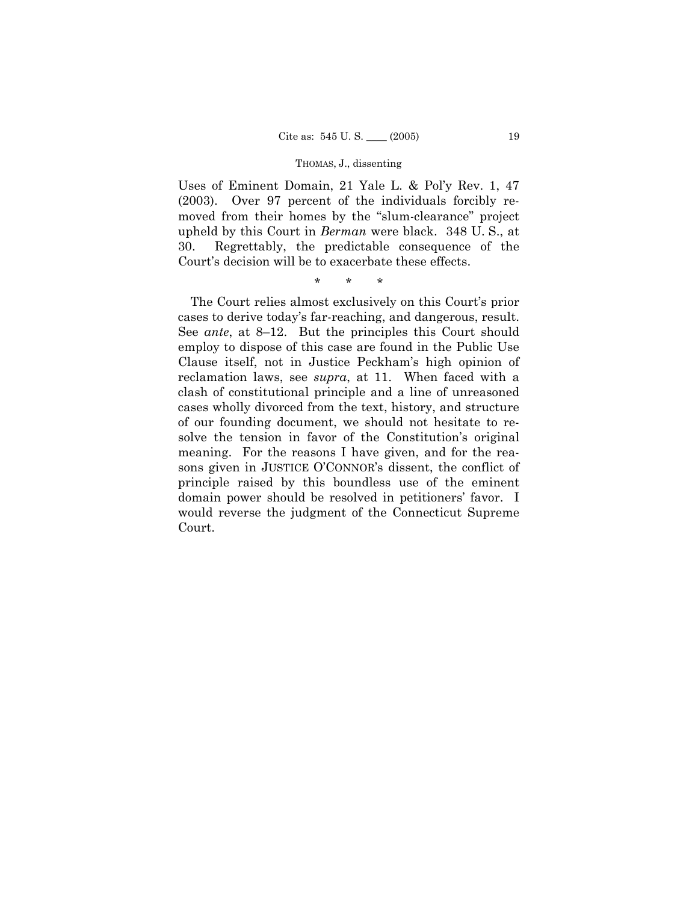Uses of Eminent Domain, 21 Yale L. & Pol'y Rev. 1, 47 (2003). Over 97 percent of the individuals forcibly removed from their homes by the "slum-clearance" project upheld by this Court in *Berman* were black. 348 U. S., at 30. Regrettably, the predictable consequence of the Court's decision will be to exacerbate these effects.

\* \* \*

The Court relies almost exclusively on this Court's prior cases to derive today's far-reaching, and dangerous, result. See *ante*, at 8–12. But the principles this Court should employ to dispose of this case are found in the Public Use Clause itself, not in Justice Peckham's high opinion of reclamation laws, see *supra*, at 11. When faced with a clash of constitutional principle and a line of unreasoned cases wholly divorced from the text, history, and structure of our founding document, we should not hesitate to resolve the tension in favor of the Constitution's original meaning. For the reasons I have given, and for the reasons given in JUSTICE O'CONNOR's dissent, the conflict of principle raised by this boundless use of the eminent domain power should be resolved in petitioners' favor. I would reverse the judgment of the Connecticut Supreme Court.